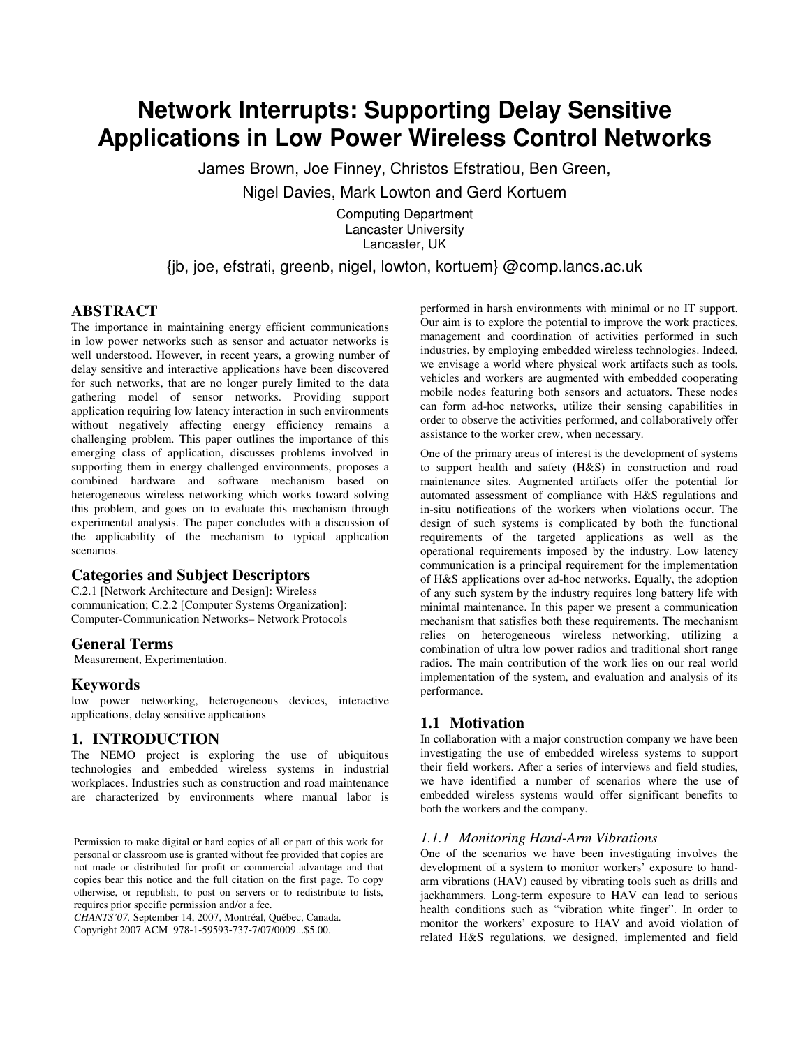# Network Interrupts: Supporting Delay Sensitive Applications in Low Power Wireless Control Networks

James Brown, Joe Finney, Christos Efstratiou, Ben Green, Nigel Davies, Mark Lowton and Gerd Kortuem

Computing Department
Lancaster University
Lancaster, UK

{jb, joe, efstrati, greenb, nigel, lowton, kortuem} @comp.lancs.ac.uk

## ABSTRACT

The importance in maintaining energy efficient communications in low power networks such as sensor and actuator networks is well understood. However, in recent years, a growing number of delay sensitive and interactive applications have been discovered for such networks, that are no longer purely limited to the data gathering model of sensor networks. Providing support application requiring low latency interaction in such environments without negatively affecting energy efficiency remains a challenging problem. This paper outlines the importance of this emerging class of application, discusses problems involved in supporting them in energy challenged environments, proposes a combined hardware and software mechanism based on heterogeneous wireless networking which works toward solving this problem, and goes on to evaluate this mechanism through experimental analysis. The paper concludes with a discussion of the applicability of the mechanism to typical application scenarios.

### Categories and Subject Descriptors

C.2.1 [Network Architecture and Design]: Wireless communication; C.2.2 [Computer Systems Organization]: Computer-Communication Networks– Network Protocols

### General Terms

Measurement, Experimentation.

### Keywords

low power networking, heterogeneous devices, interactive applications, delay sensitive applications

## 1. INTRODUCTION

The NEMO project is exploring the use of ubiquitous technologies and embedded wireless systems in industrial workplaces. Industries such as construction and road maintenance are characterized by environments where manual labor is performed in harsh environments with minimal or no IT support. Our aim is to explore the potential to improve the work practices, management and coordination of activities performed in such industries, by employing embedded wireless technologies. Indeed, we envisage a world where physical work artifacts such as tools, vehicles and workers are augmented with embedded cooperating mobile nodes featuring both sensors and actuators. These nodes can form ad-hoc networks, utilize their sensing capabilities in order to observe the activities performed, and collaboratively offer assistance to the worker crew, when necessary.

One of the primary areas of interest is the development of systems to support health and safety (H&S) in construction and road maintenance sites. Augmented artifacts offer the potential for automated assessment of compliance with H&S regulations and in-situ notifications of the workers when violations occur. The design of such systems is complicated by both the functional requirements of the targeted applications as well as the operational requirements imposed by the industry. Low latency communication is a principal requirement for the implementation of H&S applications over ad-hoc networks. Equally, the adoption of any such system by the industry requires long battery life with minimal maintenance. In this paper we present a communication mechanism that satisfies both these requirements. The mechanism relies on heterogeneous wireless networking, utilizing a combination of ultra low power radios and traditional short range radios. The main contribution of the work lies on our real world implementation of the system, and evaluation and analysis of its performance.

### 1.1 Motivation

In collaboration with a major construction company we have been investigating the use of embedded wireless systems to support their field workers. After a series of interviews and field studies, we have identified a number of scenarios where the use of embedded wireless systems would offer significant benefits to both the workers and the company.

#### *1.1.1 Monitoring Hand-Arm Vibrations*

One of the scenarios we have been investigating involves the development of a system to monitor workers' exposure to hand-arm vibrations (HAV) caused by vibrating tools such as drills and jackhammers. Long-term exposure to HAV can lead to serious health conditions such as "vibration white finger". In order to monitor the workers' exposure to HAV and avoid violation of related H&S regulations, we designed, implemented and field

Permission to make digital or hard copies of all or part of this work for personal or classroom use is granted without fee provided that copies are not made or distributed for profit or commercial advantage and that copies bear this notice and the full citation on the first page. To copy otherwise, or republish, to post on servers or to redistribute to lists, requires prior specific permission and/or a fee.
*CHANTS'07,* September 14, 2007, Montréal, Québec, Canada.
Copyright 2007 ACM 978-1-59593-737-7/07/0009...$5.00.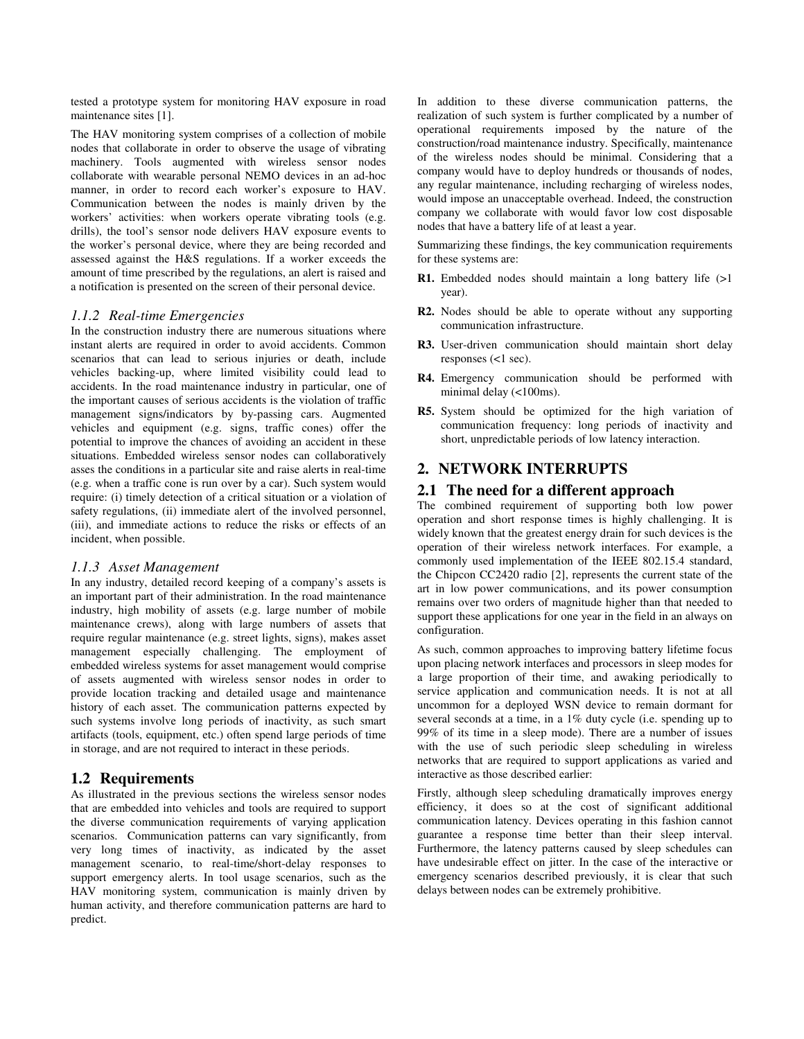tested a prototype system for monitoring HAV exposure in road maintenance sites [1].

The HAV monitoring system comprises of a collection of mobile nodes that collaborate in order to observe the usage of vibrating machinery. Tools augmented with wireless sensor nodes collaborate with wearable personal NEMO devices in an ad-hoc manner, in order to record each worker's exposure to HAV. Communication between the nodes is mainly driven by the workers' activities: when workers operate vibrating tools (e.g. drills), the tool's sensor node delivers HAV exposure events to the worker's personal device, where they are being recorded and assessed against the H&S regulations. If a worker exceeds the amount of time prescribed by the regulations, an alert is raised and a notification is presented on the screen of their personal device.

### *1.1.2 Real-time Emergencies*

In the construction industry there are numerous situations where instant alerts are required in order to avoid accidents. Common scenarios that can lead to serious injuries or death, include vehicles backing-up, where limited visibility could lead to accidents. In the road maintenance industry in particular, one of the important causes of serious accidents is the violation of traffic management signs/indicators by by-passing cars. Augmented vehicles and equipment (e.g. signs, traffic cones) offer the potential to improve the chances of avoiding an accident in these situations. Embedded wireless sensor nodes can collaboratively asses the conditions in a particular site and raise alerts in real-time (e.g. when a traffic cone is run over by a car). Such system would require: (i) timely detection of a critical situation or a violation of safety regulations, (ii) immediate alert of the involved personnel, (iii), and immediate actions to reduce the risks or effects of an incident, when possible.

### *1.1.3 Asset Management*

In any industry, detailed record keeping of a company's assets is an important part of their administration. In the road maintenance industry, high mobility of assets (e.g. large number of mobile maintenance crews), along with large numbers of assets that require regular maintenance (e.g. street lights, signs), makes asset management especially challenging. The employment of embedded wireless systems for asset management would comprise of assets augmented with wireless sensor nodes in order to provide location tracking and detailed usage and maintenance history of each asset. The communication patterns expected by such systems involve long periods of inactivity, as such smart artifacts (tools, equipment, etc.) often spend large periods of time in storage, and are not required to interact in these periods.

## 1.2 Requirements

As illustrated in the previous sections the wireless sensor nodes that are embedded into vehicles and tools are required to support the diverse communication requirements of varying application scenarios. Communication patterns can vary significantly, from very long times of inactivity, as indicated by the asset management scenario, to real-time/short-delay responses to support emergency alerts. In tool usage scenarios, such as the HAV monitoring system, communication is mainly driven by human activity, and therefore communication patterns are hard to predict.

In addition to these diverse communication patterns, the realization of such system is further complicated by a number of operational requirements imposed by the nature of the construction/road maintenance industry. Specifically, maintenance of the wireless nodes should be minimal. Considering that a company would have to deploy hundreds or thousands of nodes, any regular maintenance, including recharging of wireless nodes, would impose an unacceptable overhead. Indeed, the construction company we collaborate with would favor low cost disposable nodes that have a battery life of at least a year.

Summarizing these findings, the key communication requirements for these systems are:

- **R1.** Embedded nodes should maintain a long battery life (>1 year).
- **R2.** Nodes should be able to operate without any supporting communication infrastructure.
- **R3.** User-driven communication should maintain short delay responses (<1 sec).
- **R4.** Emergency communication should be performed with minimal delay (<100ms).
- **R5.** System should be optimized for the high variation of communication frequency: long periods of inactivity and short, unpredictable periods of low latency interaction.

# 2. NETWORK INTERRUPTS

## 2.1 The need for a different approach

The combined requirement of supporting both low power operation and short response times is highly challenging. It is widely known that the greatest energy drain for such devices is the operation of their wireless network interfaces. For example, a commonly used implementation of the IEEE 802.15.4 standard, the Chipcon CC2420 radio [2], represents the current state of the art in low power communications, and its power consumption remains over two orders of magnitude higher than that needed to support these applications for one year in the field in an always on configuration.

As such, common approaches to improving battery lifetime focus upon placing network interfaces and processors in sleep modes for a large proportion of their time, and awaking periodically to service application and communication needs. It is not at all uncommon for a deployed WSN device to remain dormant for several seconds at a time, in a 1% duty cycle (i.e. spending up to 99% of its time in a sleep mode). There are a number of issues with the use of such periodic sleep scheduling in wireless networks that are required to support applications as varied and interactive as those described earlier:

Firstly, although sleep scheduling dramatically improves energy efficiency, it does so at the cost of significant additional communication latency. Devices operating in this fashion cannot guarantee a response time better than their sleep interval. Furthermore, the latency patterns caused by sleep schedules can have undesirable effect on jitter. In the case of the interactive or emergency scenarios described previously, it is clear that such delays between nodes can be extremely prohibitive.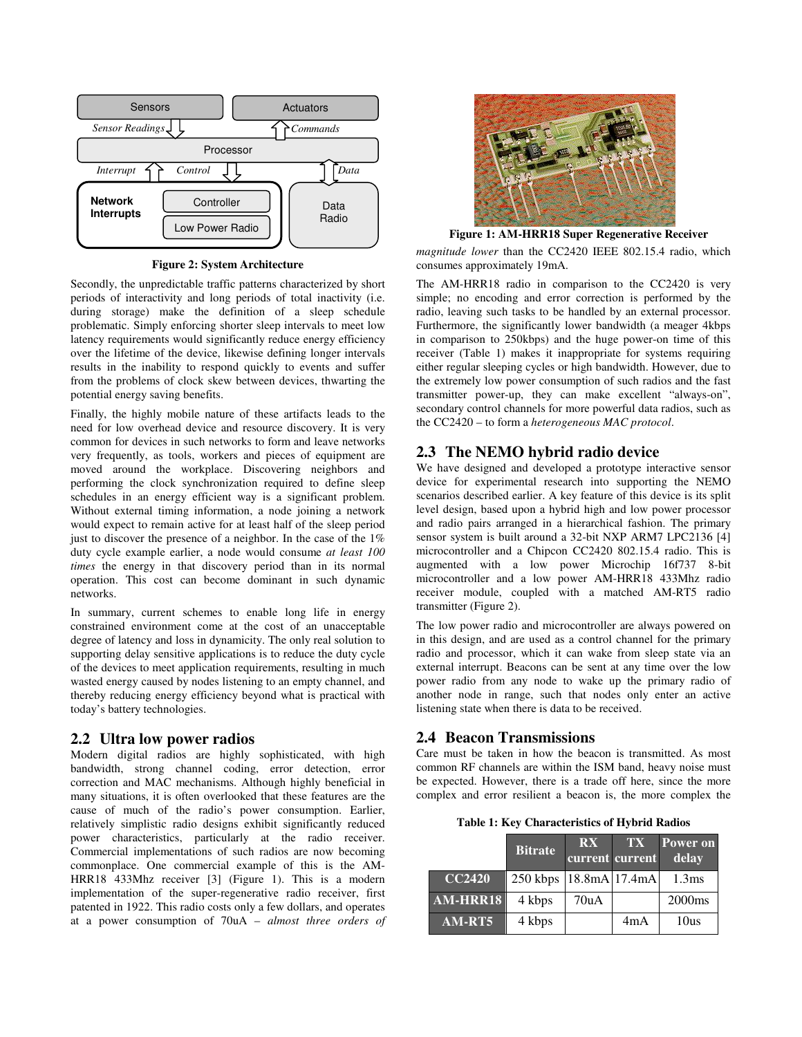Figure 2: System Architecture

Secondly, the unpredictable traffic patterns characterized by short periods of interactivity and long periods of total inactivity (i.e. during storage) make the definition of a sleep schedule problematic. Simply enforcing shorter sleep intervals to meet low latency requirements would significantly reduce energy efficiency over the lifetime of the device, likewise defining longer intervals results in the inability to respond quickly to events and suffer from the problems of clock skew between devices, thwarting the potential energy saving benefits.

Finally, the highly mobile nature of these artifacts leads to the need for low overhead device and resource discovery. It is very common for devices in such networks to form and leave networks very frequently, as tools, workers and pieces of equipment are moved around the workplace. Discovering neighbors and performing the clock synchronization required to define sleep schedules in an energy efficient way is a significant problem. Without external timing information, a node joining a network would expect to remain active for at least half of the sleep period just to discover the presence of a neighbor. In the case of the 1% duty cycle example earlier, a node would consume *at least 100 times* the energy in that discovery period than in its normal operation. This cost can become dominant in such dynamic networks.

In summary, current schemes to enable long life in energy constrained environment come at the cost of an unacceptable degree of latency and loss in dynamicity. The only real solution to supporting delay sensitive applications is to reduce the duty cycle of the devices to meet application requirements, resulting in much wasted energy caused by nodes listening to an empty channel, and thereby reducing energy efficiency beyond what is practical with today's battery technologies.

## 2.2 Ultra low power radios

Modern digital radios are highly sophisticated, with high bandwidth, strong channel coding, error detection, error correction and MAC mechanisms. Although highly beneficial in many situations, it is often overlooked that these features are the cause of much of the radio's power consumption. Earlier, relatively simplistic radio designs exhibit significantly reduced power characteristics, particularly at the radio receiver. Commercial implementations of such radios are now becoming commonplace. One commercial example of this is the AM-HRR18 433Mhz receiver [3] (Figure 1). This is a modern implementation of the super-regenerative radio receiver, first patented in 1922. This radio costs only a few dollars, and operates at a power consumption of 70uA – *almost three orders of magnitude lower* than the CC2420 IEEE 802.15.4 radio, which consumes approximately 19mA.

Figure 1: AM-HRR18 Super Regenerative Receiver

The AM-HRR18 radio in comparison to the CC2420 is very simple; no encoding and error correction is performed by the radio, leaving such tasks to be handled by an external processor. Furthermore, the significantly lower bandwidth (a meager 4kbps in comparison to 250kbps) and the huge power-on time of this receiver (Table 1) makes it inappropriate for systems requiring either regular sleeping cycles or high bandwidth. However, due to the extremely low power consumption of such radios and the fast transmitter power-up, they can make excellent "always-on", secondary control channels for more powerful data radios, such as the CC2420 – to form a *heterogeneous MAC protocol*.

## 2.3 The NEMO hybrid radio device

We have designed and developed a prototype interactive sensor device for experimental research into supporting the NEMO scenarios described earlier. A key feature of this device is its split level design, based upon a hybrid high and low power processor and radio pairs arranged in a hierarchical fashion. The primary sensor system is built around a 32-bit NXP ARM7 LPC2136 [4] microcontroller and a Chipcon CC2420 802.15.4 radio. This is augmented with a low power Microchip 16f737 8-bit microcontroller and a low power AM-HRR18 433Mhz radio receiver module, coupled with a matched AM-RT5 radio transmitter (Figure 2).

The low power radio and microcontroller are always powered on in this design, and are used as a control channel for the primary radio and processor, which it can wake from sleep state via an external interrupt. Beacons can be sent at any time over the low power radio from any node to wake up the primary radio of another node in range, such that nodes only enter an active listening state when there is data to be received.

## 2.4 Beacon Transmissions

Care must be taken in how the beacon is transmitted. As most common RF channels are within the ISM band, heavy noise must be expected. However, there is a trade off here, since the more complex and error resilient a beacon is, the more complex the

Table 1: Key Characteristics of Hybrid Radios

| | Bitrate | RX current | TX current | Power on delay |
|---|---|---|---|---|
| **CC2420** | 250 kbps | 18.8mA | 17.4mA | 1.3ms |
| **AM-HRR18** | 4 kbps | 70uA | | 2000ms |
| **AM-RT5** | 4 kbps | | 4mA | 10us |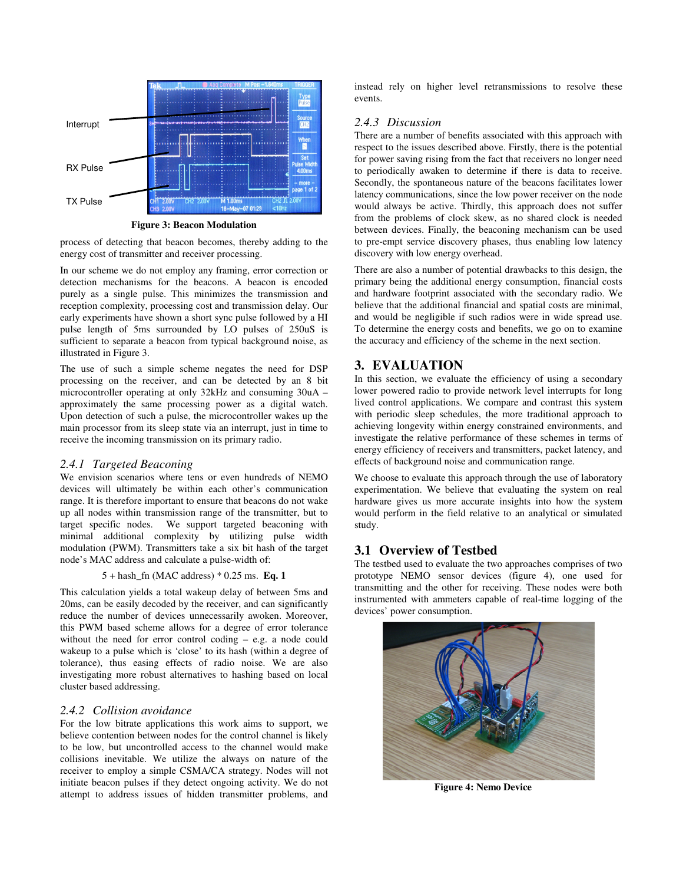Figure 3: Beacon Modulation

process of detecting that beacon becomes, thereby adding to the energy cost of transmitter and receiver processing.

In our scheme we do not employ any framing, error correction or detection mechanisms for the beacons. A beacon is encoded purely as a single pulse. This minimizes the transmission and reception complexity, processing cost and transmission delay. Our early experiments have shown a short sync pulse followed by a HI pulse length of 5ms surrounded by LO pulses of 250uS is sufficient to separate a beacon from typical background noise, as illustrated in Figure 3.

The use of such a simple scheme negates the need for DSP processing on the receiver, and can be detected by an 8 bit microcontroller operating at only 32kHz and consuming 30uA – approximately the same processing power as a digital watch. Upon detection of such a pulse, the microcontroller wakes up the main processor from its sleep state via an interrupt, just in time to receive the incoming transmission on its primary radio.

### 2.4.1 Targeted Beaconing

We envision scenarios where tens or even hundreds of NEMO devices will ultimately be within each other's communication range. It is therefore important to ensure that beacons do not wake up all nodes within transmission range of the transmitter, but to target specific nodes. We support targeted beaconing with minimal additional complexity by utilizing pulse width modulation (PWM). Transmitters take a six bit hash of the target node's MAC address and calculate a pulse-width of:

5 + hash_fn (MAC address) * 0.25 ms. **Eq. 1**

This calculation yields a total wakeup delay of between 5ms and 20ms, can be easily decoded by the receiver, and can significantly reduce the number of devices unnecessarily awaken. Moreover, this PWM based scheme allows for a degree of error tolerance without the need for error control coding – e.g. a node could wakeup to a pulse which is 'close' to its hash (within a degree of tolerance), thus easing effects of radio noise. We are also investigating more robust alternatives to hashing based on local cluster based addressing.

### 2.4.2 Collision avoidance

For the low bitrate applications this work aims to support, we believe contention between nodes for the control channel is likely to be low, but uncontrolled access to the channel would make collisions inevitable. We utilize the always on nature of the receiver to employ a simple CSMA/CA strategy. Nodes will not initiate beacon pulses if they detect ongoing activity. We do not attempt to address issues of hidden transmitter problems, and instead rely on higher level retransmissions to resolve these events.

### 2.4.3 Discussion

There are a number of benefits associated with this approach with respect to the issues described above. Firstly, there is the potential for power saving rising from the fact that receivers no longer need to periodically awaken to determine if there is data to receive. Secondly, the spontaneous nature of the beacons facilitates lower latency communications, since the low power receiver on the node would always be active. Thirdly, this approach does not suffer from the problems of clock skew, as no shared clock is needed between devices. Finally, the beaconing mechanism can be used to pre-empt service discovery phases, thus enabling low latency discovery with low energy overhead.

There are also a number of potential drawbacks to this design, the primary being the additional energy consumption, financial costs and hardware footprint associated with the secondary radio. We believe that the additional financial and spatial costs are minimal, and would be negligible if such radios were in wide spread use. To determine the energy costs and benefits, we go on to examine the accuracy and efficiency of the scheme in the next section.

## 3. EVALUATION

In this section, we evaluate the efficiency of using a secondary lower powered radio to provide network level interrupts for long lived control applications. We compare and contrast this system with periodic sleep schedules, the more traditional approach to achieving longevity within energy constrained environments, and investigate the relative performance of these schemes in terms of energy efficiency of receivers and transmitters, packet latency, and effects of background noise and communication range.

We choose to evaluate this approach through the use of laboratory experimentation. We believe that evaluating the system on real hardware gives us more accurate insights into how the system would perform in the field relative to an analytical or simulated study.

## 3.1 Overview of Testbed

The testbed used to evaluate the two approaches comprises of two prototype NEMO sensor devices (figure 4), one used for transmitting and the other for receiving. These nodes were both instrumented with ammeters capable of real-time logging of the devices' power consumption.

Figure 4: Nemo Device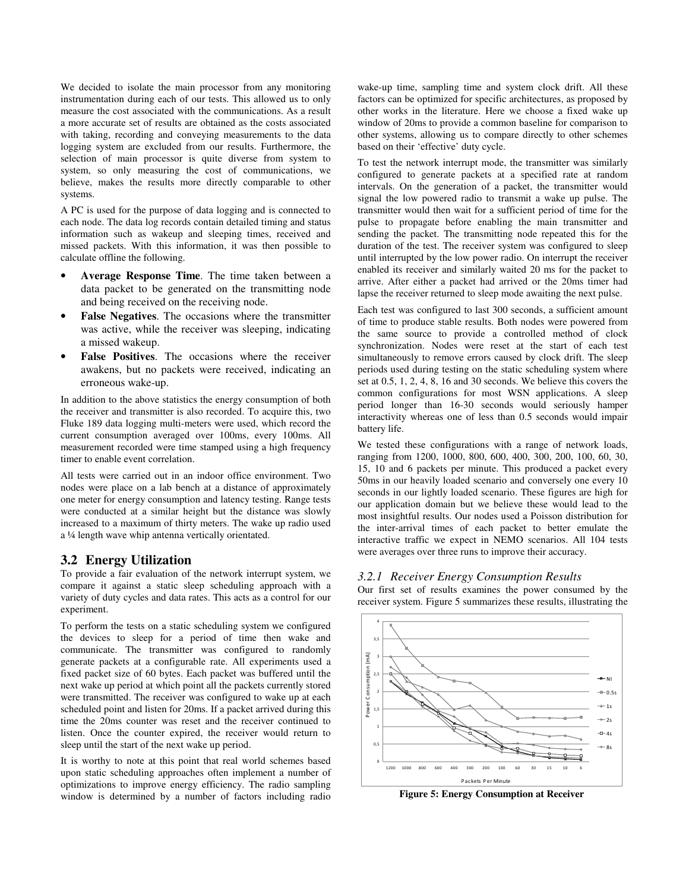We decided to isolate the main processor from any monitoring instrumentation during each of our tests. This allowed us to only measure the cost associated with the communications. As a result a more accurate set of results are obtained as the costs associated with taking, recording and conveying measurements to the data logging system are excluded from our results. Furthermore, the selection of main processor is quite diverse from system to system, so only measuring the cost of communications, we believe, makes the results more directly comparable to other systems.

A PC is used for the purpose of data logging and is connected to each node. The data log records contain detailed timing and status information such as wakeup and sleeping times, received and missed packets. With this information, it was then possible to calculate offline the following.

- **Average Response Time**. The time taken between a data packet to be generated on the transmitting node and being received on the receiving node.
- **False Negatives**. The occasions where the transmitter was active, while the receiver was sleeping, indicating a missed wakeup.
- **False Positives**. The occasions where the receiver awakens, but no packets were received, indicating an erroneous wake-up.

In addition to the above statistics the energy consumption of both the receiver and transmitter is also recorded. To acquire this, two Fluke 189 data logging multi-meters were used, which record the current consumption averaged over 100ms, every 100ms. All measurement recorded were time stamped using a high frequency timer to enable event correlation.

All tests were carried out in an indoor office environment. Two nodes were place on a lab bench at a distance of approximately one meter for energy consumption and latency testing. Range tests were conducted at a similar height but the distance was slowly increased to a maximum of thirty meters. The wake up radio used a ¼ length wave whip antenna vertically orientated.

## 3.2 Energy Utilization

To provide a fair evaluation of the network interrupt system, we compare it against a static sleep scheduling approach with a variety of duty cycles and data rates. This acts as a control for our experiment.

To perform the tests on a static scheduling system we configured the devices to sleep for a period of time then wake and communicate. The transmitter was configured to randomly generate packets at a configurable rate. All experiments used a fixed packet size of 60 bytes. Each packet was buffered until the next wake up period at which point all the packets currently stored were transmitted. The receiver was configured to wake up at each scheduled point and listen for 20ms. If a packet arrived during this time the 20ms counter was reset and the receiver continued to listen. Once the counter expired, the receiver would return to sleep until the start of the next wake up period.

It is worthy to note at this point that real world schemes based upon static scheduling approaches often implement a number of optimizations to improve energy efficiency. The radio sampling window is determined by a number of factors including radio wake-up time, sampling time and system clock drift. All these factors can be optimized for specific architectures, as proposed by other works in the literature. Here we choose a fixed wake up window of 20ms to provide a common baseline for comparison to other systems, allowing us to compare directly to other schemes based on their 'effective' duty cycle.

To test the network interrupt mode, the transmitter was similarly configured to generate packets at a specified rate at random intervals. On the generation of a packet, the transmitter would signal the low powered radio to transmit a wake up pulse. The transmitter would then wait for a sufficient period of time for the pulse to propagate before enabling the main transmitter and sending the packet. The transmitting node repeated this for the duration of the test. The receiver system was configured to sleep until interrupted by the low power radio. On interrupt the receiver enabled its receiver and similarly waited 20 ms for the packet to arrive. After either a packet had arrived or the 20ms timer had lapse the receiver returned to sleep mode awaiting the next pulse.

Each test was configured to last 300 seconds, a sufficient amount of time to produce stable results. Both nodes were powered from the same source to provide a controlled method of clock synchronization. Nodes were reset at the start of each test simultaneously to remove errors caused by clock drift. The sleep periods used during testing on the static scheduling system where set at 0.5, 1, 2, 4, 8, 16 and 30 seconds. We believe this covers the common configurations for most WSN applications. A sleep period longer than 16-30 seconds would seriously hamper interactivity whereas one of less than 0.5 seconds would impair battery life.

We tested these configurations with a range of network loads, ranging from 1200, 1000, 800, 600, 400, 300, 200, 100, 60, 30, 15, 10 and 6 packets per minute. This produced a packet every 50ms in our heavily loaded scenario and conversely one every 10 seconds in our lightly loaded scenario. These figures are high for our application domain but we believe these would lead to the most insightful results. Our nodes used a Poisson distribution for the inter-arrival times of each packet to better emulate the interactive traffic we expect in NEMO scenarios. All 104 tests were averages over three runs to improve their accuracy.

### 3.2.1 Receiver Energy Consumption Results

Our first set of results examines the power consumed by the receiver system. Figure 5 summarizes these results, illustrating the

**Figure 5: Energy Consumption at Receiver**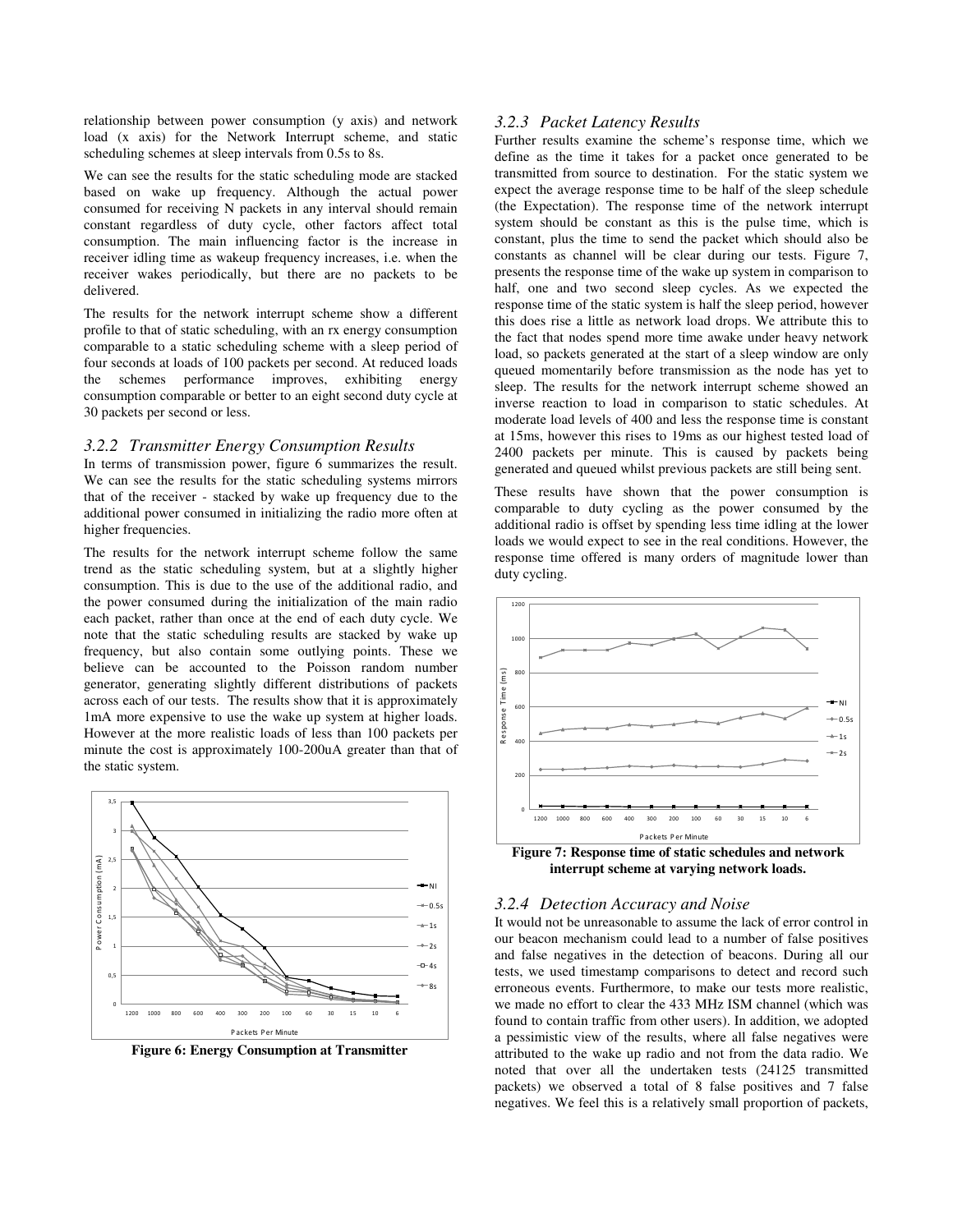relationship between power consumption (y axis) and network load (x axis) for the Network Interrupt scheme, and static scheduling schemes at sleep intervals from 0.5s to 8s.

We can see the results for the static scheduling mode are stacked based on wake up frequency. Although the actual power consumed for receiving N packets in any interval should remain constant regardless of duty cycle, other factors affect total consumption. The main influencing factor is the increase in receiver idling time as wakeup frequency increases, i.e. when the receiver wakes periodically, but there are no packets to be delivered.

The results for the network interrupt scheme show a different profile to that of static scheduling, with an rx energy consumption comparable to a static scheduling scheme with a sleep period of four seconds at loads of 100 packets per second. At reduced loads the schemes performance improves, exhibiting energy consumption comparable or better to an eight second duty cycle at 30 packets per second or less.

### *3.2.2 Transmitter Energy Consumption Results*

In terms of transmission power, figure 6 summarizes the result. We can see the results for the static scheduling systems mirrors that of the receiver - stacked by wake up frequency due to the additional power consumed in initializing the radio more often at higher frequencies.

The results for the network interrupt scheme follow the same trend as the static scheduling system, but at a slightly higher consumption. This is due to the use of the additional radio, and the power consumed during the initialization of the main radio each packet, rather than once at the end of each duty cycle. We note that the static scheduling results are stacked by wake up frequency, but also contain some outlying points. These we believe can be accounted to the Poisson random number generator, generating slightly different distributions of packets across each of our tests. The results show that it is approximately 1mA more expensive to use the wake up system at higher loads. However at the more realistic loads of less than 100 packets per minute the cost is approximately 100-200uA greater than that of the static system.

**Figure 6: Energy Consumption at Transmitter**

### *3.2.3 Packet Latency Results*

Further results examine the scheme's response time, which we define as the time it takes for a packet once generated to be transmitted from source to destination. For the static system we expect the average response time to be half of the sleep schedule (the Expectation). The response time of the network interrupt system should be constant as this is the pulse time, which is constant, plus the time to send the packet which should also be constants as channel will be clear during our tests. Figure 7, presents the response time of the wake up system in comparison to half, one and two second sleep cycles. As we expected the response time of the static system is half the sleep period, however this does rise a little as network load drops. We attribute this to the fact that nodes spend more time awake under heavy network load, so packets generated at the start of a sleep window are only queued momentarily before transmission as the node has yet to sleep. The results for the network interrupt scheme showed an inverse reaction to load in comparison to static schedules. At moderate load levels of 400 and less the response time is constant at 15ms, however this rises to 19ms as our highest tested load of 2400 packets per minute. This is caused by packets being generated and queued whilst previous packets are still being sent.

These results have shown that the power consumption is comparable to duty cycling as the power consumed by the additional radio is offset by spending less time idling at the lower loads we would expect to see in the real conditions. However, the response time offered is many orders of magnitude lower than duty cycling.

**Figure 7: Response time of static schedules and network interrupt scheme at varying network loads.**

### *3.2.4 Detection Accuracy and Noise*

It would not be unreasonable to assume the lack of error control in our beacon mechanism could lead to a number of false positives and false negatives in the detection of beacons. During all our tests, we used timestamp comparisons to detect and record such erroneous events. Furthermore, to make our tests more realistic, we made no effort to clear the 433 MHz ISM channel (which was found to contain traffic from other users). In addition, we adopted a pessimistic view of the results, where all false negatives were attributed to the wake up radio and not from the data radio. We noted that over all the undertaken tests (24125 transmitted packets) we observed a total of 8 false positives and 7 false negatives. We feel this is a relatively small proportion of packets,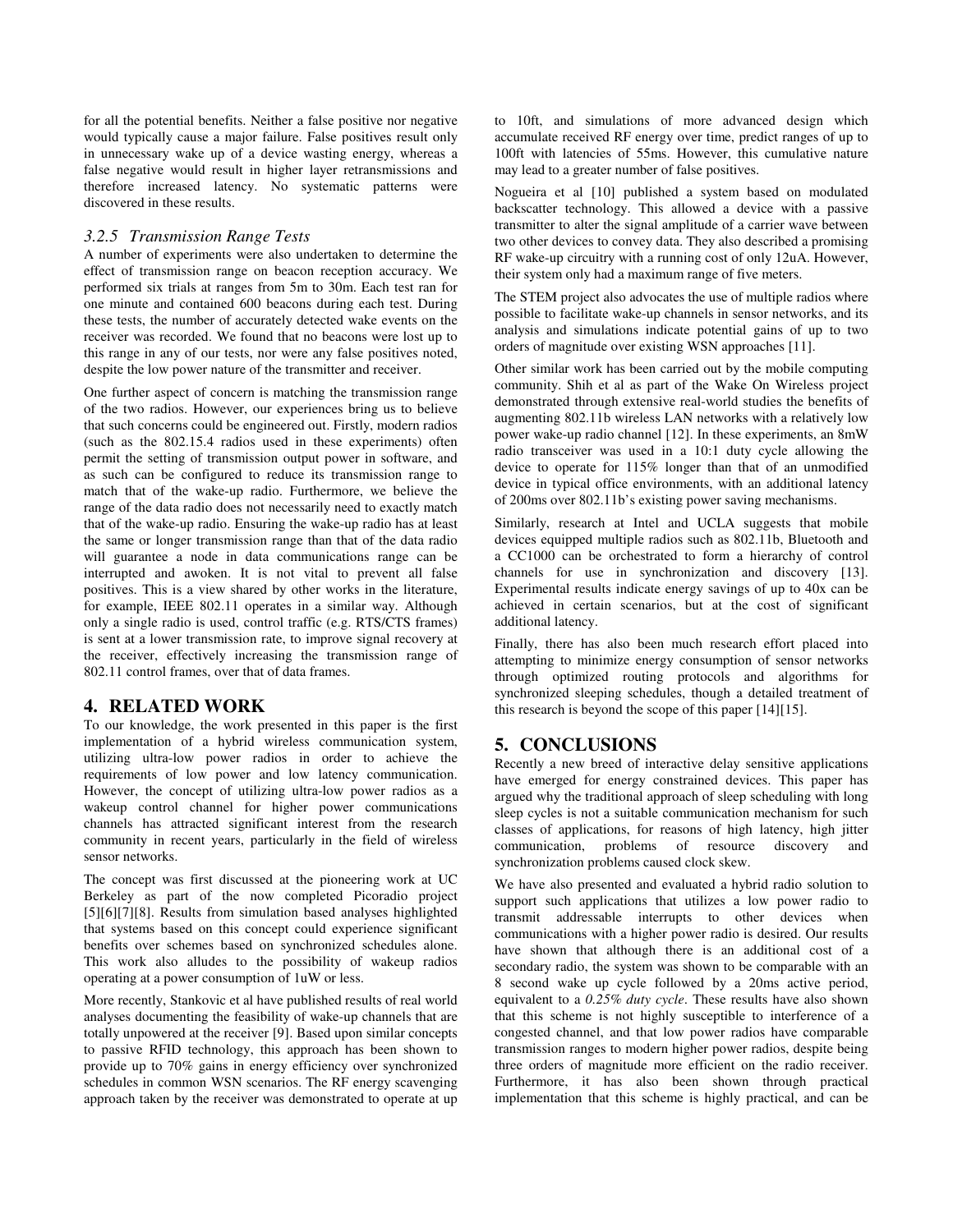for all the potential benefits. Neither a false positive nor negative would typically cause a major failure. False positives result only in unnecessary wake up of a device wasting energy, whereas a false negative would result in higher layer retransmissions and therefore increased latency. No systematic patterns were discovered in these results.

### *3.2.5 Transmission Range Tests*

A number of experiments were also undertaken to determine the effect of transmission range on beacon reception accuracy. We performed six trials at ranges from 5m to 30m. Each test ran for one minute and contained 600 beacons during each test. During these tests, the number of accurately detected wake events on the receiver was recorded. We found that no beacons were lost up to this range in any of our tests, nor were any false positives noted, despite the low power nature of the transmitter and receiver.

One further aspect of concern is matching the transmission range of the two radios. However, our experiences bring us to believe that such concerns could be engineered out. Firstly, modern radios (such as the 802.15.4 radios used in these experiments) often permit the setting of transmission output power in software, and as such can be configured to reduce its transmission range to match that of the wake-up radio. Furthermore, we believe the range of the data radio does not necessarily need to exactly match that of the wake-up radio. Ensuring the wake-up radio has at least the same or longer transmission range than that of the data radio will guarantee a node in data communications range can be interrupted and awoken. It is not vital to prevent all false positives. This is a view shared by other works in the literature, for example, IEEE 802.11 operates in a similar way. Although only a single radio is used, control traffic (e.g. RTS/CTS frames) is sent at a lower transmission rate, to improve signal recovery at the receiver, effectively increasing the transmission range of 802.11 control frames, over that of data frames.

## 4. RELATED WORK

To our knowledge, the work presented in this paper is the first implementation of a hybrid wireless communication system, utilizing ultra-low power radios in order to achieve the requirements of low power and low latency communication. However, the concept of utilizing ultra-low power radios as a wakeup control channel for higher power communications channels has attracted significant interest from the research community in recent years, particularly in the field of wireless sensor networks.

The concept was first discussed at the pioneering work at UC Berkeley as part of the now completed Picoradio project [5][6][7][8]. Results from simulation based analyses highlighted that systems based on this concept could experience significant benefits over schemes based on synchronized schedules alone. This work also alludes to the possibility of wakeup radios operating at a power consumption of 1uW or less.

More recently, Stankovic et al have published results of real world analyses documenting the feasibility of wake-up channels that are totally unpowered at the receiver [9]. Based upon similar concepts to passive RFID technology, this approach has been shown to provide up to 70% gains in energy efficiency over synchronized schedules in common WSN scenarios. The RF energy scavenging approach taken by the receiver was demonstrated to operate at up to 10ft, and simulations of more advanced design which accumulate received RF energy over time, predict ranges of up to 100ft with latencies of 55ms. However, this cumulative nature may lead to a greater number of false positives.

Nogueira et al [10] published a system based on modulated backscatter technology. This allowed a device with a passive transmitter to alter the signal amplitude of a carrier wave between two other devices to convey data. They also described a promising RF wake-up circuitry with a running cost of only 12uA. However, their system only had a maximum range of five meters.

The STEM project also advocates the use of multiple radios where possible to facilitate wake-up channels in sensor networks, and its analysis and simulations indicate potential gains of up to two orders of magnitude over existing WSN approaches [11].

Other similar work has been carried out by the mobile computing community. Shih et al as part of the Wake On Wireless project demonstrated through extensive real-world studies the benefits of augmenting 802.11b wireless LAN networks with a relatively low power wake-up radio channel [12]. In these experiments, an 8mW radio transceiver was used in a 10:1 duty cycle allowing the device to operate for 115% longer than that of an unmodified device in typical office environments, with an additional latency of 200ms over 802.11b's existing power saving mechanisms.

Similarly, research at Intel and UCLA suggests that mobile devices equipped multiple radios such as 802.11b, Bluetooth and a CC1000 can be orchestrated to form a hierarchy of control channels for use in synchronization and discovery [13]. Experimental results indicate energy savings of up to 40x can be achieved in certain scenarios, but at the cost of significant additional latency.

Finally, there has also been much research effort placed into attempting to minimize energy consumption of sensor networks through optimized routing protocols and algorithms for synchronized sleeping schedules, though a detailed treatment of this research is beyond the scope of this paper [14][15].

## 5. CONCLUSIONS

Recently a new breed of interactive delay sensitive applications have emerged for energy constrained devices. This paper has argued why the traditional approach of sleep scheduling with long sleep cycles is not a suitable communication mechanism for such classes of applications, for reasons of high latency, high jitter communication, problems of resource discovery and synchronization problems caused clock skew.

We have also presented and evaluated a hybrid radio solution to support such applications that utilizes a low power radio to transmit addressable interrupts to other devices when communications with a higher power radio is desired. Our results have shown that although there is an additional cost of a secondary radio, the system was shown to be comparable with an 8 second wake up cycle followed by a 20ms active period, equivalent to a *0.25% duty cycle*. These results have also shown that this scheme is not highly susceptible to interference of a congested channel, and that low power radios have comparable transmission ranges to modern higher power radios, despite being three orders of magnitude more efficient on the radio receiver. Furthermore, it has also been shown through practical implementation that this scheme is highly practical, and can be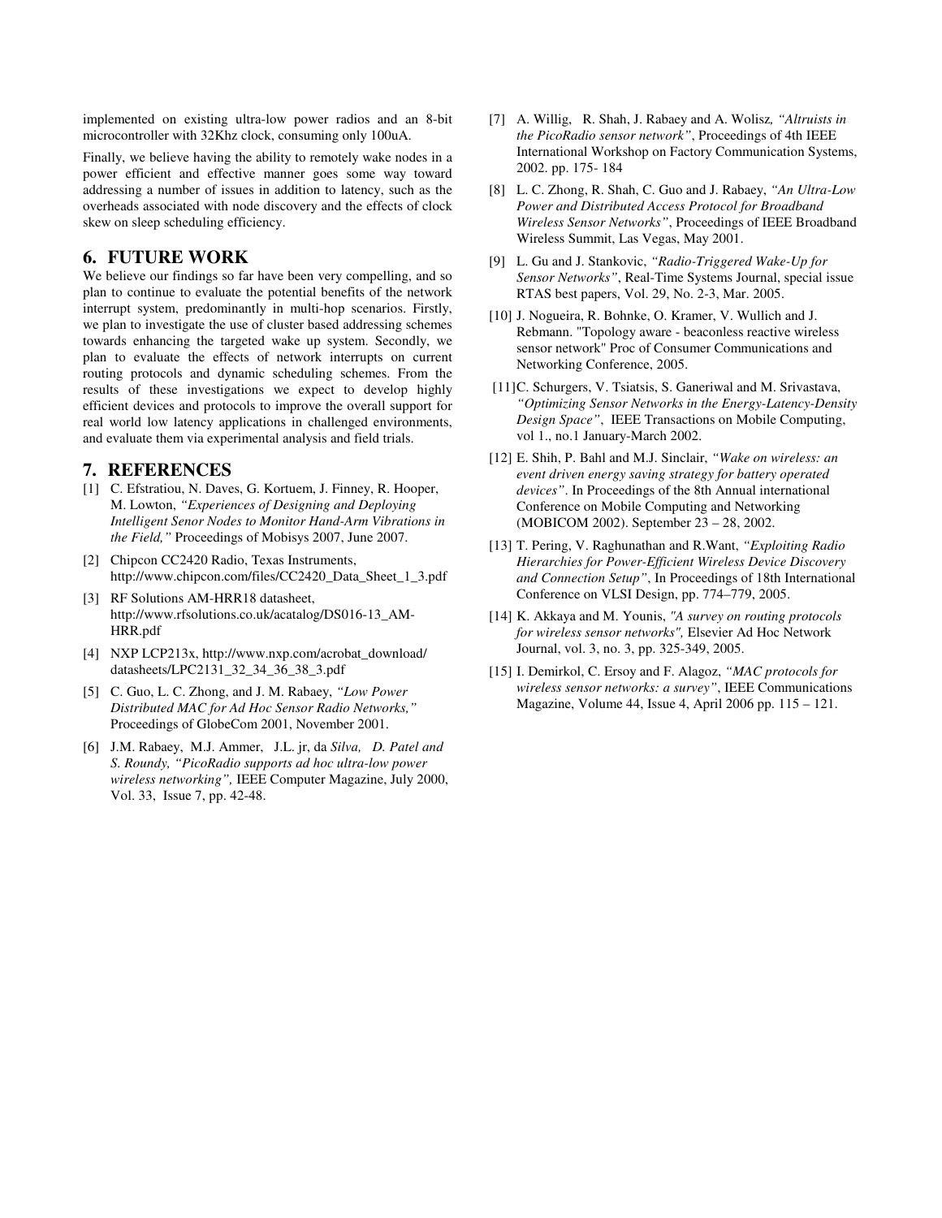implemented on existing ultra-low power radios and an 8-bit microcontroller with 32Khz clock, consuming only 100uA.

Finally, we believe having the ability to remotely wake nodes in a power efficient and effective manner goes some way toward addressing a number of issues in addition to latency, such as the overheads associated with node discovery and the effects of clock skew on sleep scheduling efficiency.

## 6. FUTURE WORK

We believe our findings so far have been very compelling, and so plan to continue to evaluate the potential benefits of the network interrupt system, predominantly in multi-hop scenarios. Firstly, we plan to investigate the use of cluster based addressing schemes towards enhancing the targeted wake up system. Secondly, we plan to evaluate the effects of network interrupts on current routing protocols and dynamic scheduling schemes. From the results of these investigations we expect to develop highly efficient devices and protocols to improve the overall support for real world low latency applications in challenged environments, and evaluate them via experimental analysis and field trials.

## 7. REFERENCES

[1] C. Efstratiou, N. Daves, G. Kortuem, J. Finney, R. Hooper, M. Lowton, *"Experiences of Designing and Deploying Intelligent Senor Nodes to Monitor Hand-Arm Vibrations in the Field,"* Proceedings of Mobisys 2007, June 2007.

[2] Chipcon CC2420 Radio, Texas Instruments, http://www.chipcon.com/files/CC2420_Data_Sheet_1_3.pdf

[3] RF Solutions AM-HRR18 datasheet, http://www.rfsolutions.co.uk/acatalog/DS016-13_AM-HRR.pdf

[4] NXP LCP213x, http://www.nxp.com/acrobat_download/datasheets/LPC2131_32_34_36_38_3.pdf

[5] C. Guo, L. C. Zhong, and J. M. Rabaey, *"Low Power Distributed MAC for Ad Hoc Sensor Radio Networks,"* Proceedings of GlobeCom 2001, November 2001.

[6] J.M. Rabaey, M.J. Ammer, J.L. jr, da *Silva, D. Patel and S. Roundy, "PicoRadio supports ad hoc ultra-low power wireless networking",* IEEE Computer Magazine, July 2000, Vol. 33, Issue 7, pp. 42-48.

[7] A. Willig, R. Shah, J. Rabaey and A. Wolisz*, "Altruists in the PicoRadio sensor network"*, Proceedings of 4th IEEE International Workshop on Factory Communication Systems, 2002. pp. 175- 184

[8] L. C. Zhong, R. Shah, C. Guo and J. Rabaey, *"An Ultra-Low Power and Distributed Access Protocol for Broadband Wireless Sensor Networks"*, Proceedings of IEEE Broadband Wireless Summit, Las Vegas, May 2001.

[9] L. Gu and J. Stankovic, *"Radio-Triggered Wake-Up for Sensor Networks"*, Real-Time Systems Journal, special issue RTAS best papers, Vol. 29, No. 2-3, Mar. 2005.

[10] J. Nogueira, R. Bohnke, O. Kramer, V. Wullich and J. Rebmann. "Topology aware - beaconless reactive wireless sensor network" Proc of Consumer Communications and Networking Conference, 2005.

[11] C. Schurgers, V. Tsiatsis, S. Ganeriwal and M. Srivastava, *"Optimizing Sensor Networks in the Energy-Latency-Density Design Space"*, IEEE Transactions on Mobile Computing, vol 1., no.1 January-March 2002.

[12] E. Shih, P. Bahl and M.J. Sinclair, *"Wake on wireless: an event driven energy saving strategy for battery operated devices"*. In Proceedings of the 8th Annual international Conference on Mobile Computing and Networking (MOBICOM 2002). September 23 – 28, 2002.

[13] T. Pering, V. Raghunathan and R.Want, *"Exploiting Radio Hierarchies for Power-Efficient Wireless Device Discovery and Connection Setup"*, In Proceedings of 18th International Conference on VLSI Design, pp. 774–779, 2005.

[14] K. Akkaya and M. Younis, *"A survey on routing protocols for wireless sensor networks",* Elsevier Ad Hoc Network Journal, vol. 3, no. 3, pp. 325-349, 2005.

[15] I. Demirkol, C. Ersoy and F. Alagoz, *"MAC protocols for wireless sensor networks: a survey"*, IEEE Communications Magazine, Volume 44, Issue 4, April 2006 pp. 115 – 121.